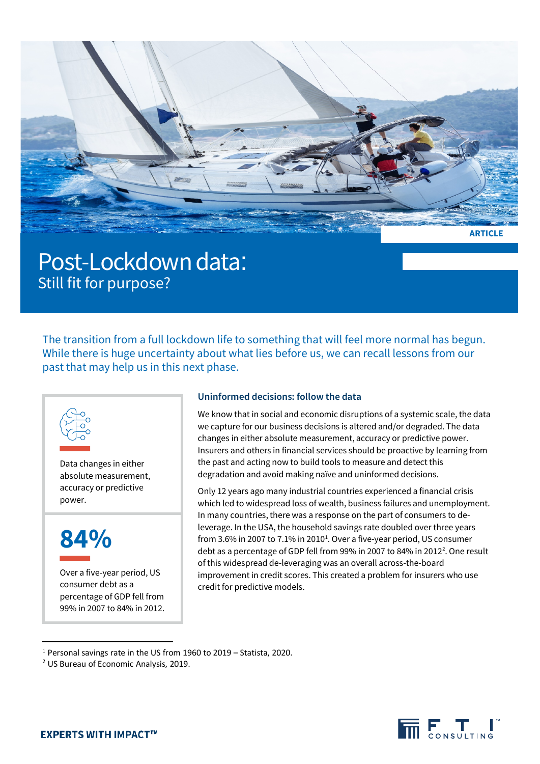ARTICLE

# Post-Lockdown data:

## Still fit for purpose?

The transition from a full lockdown life to something that will feel more normal has begun. While there is huge uncertainty about what lies before us, we can recall lessons from our past that may help us in this next phase.

Data changes in either absolute measurement, accuracy or predictive power.

**84%**

Over a five-year period, US consumer debt as a percentage of GDP fell from 99% in 2007 to 84% in 2012.

### Uninformed decisions: follow the data

We know that in social and economic disruptions of a systemic scale, the data we capture for our business decisions is altered and/or degraded. The data changes in either absolute measurement, accuracy or predictive power. Insurers and others in financial services should be proactive by learning from the past and acting now to build tools to measure and detect this degradation and avoid making naïve and uninformed decisions.

Only 12 years ago many industrial countries experienced a financial crisis which led to widespread loss of wealth, business failures and unemployment. In many countries, there was a response on the part of consumers to de-leverage. In the USA, the household savings rate doubled over three years from 3.6% in 2007 to 7.1% in 2010[1]. Over a five-year period, US consumer debt as a percentage of GDP fell from 99% in 2007 to 84% in 2012[2]. One result of this widespread de-leveraging was an overall across-the-board improvement in credit scores. This created a problem for insurers who use credit for predictive models.

[1] Personal savings rate in the US from 1960 to 2019 – Statista, 2020.

[2] US Bureau of Economic Analysis, 2019.

EXPERTS WITH IMPACT™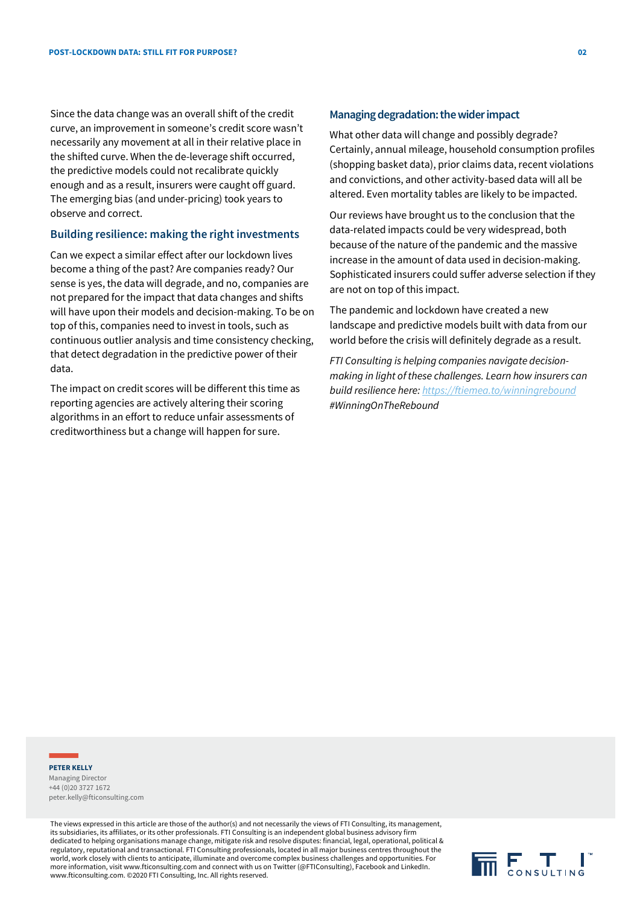Since the data change was an overall shift of the credit curve, an improvement in someone's credit score wasn't necessarily any movement at all in their relative place in the shifted curve. When the de-leverage shift occurred, the predictive models could not recalibrate quickly enough and as a result, insurers were caught off guard. The emerging bias (and under-pricing) took years to observe and correct.

## Building resilience: making the right investments

Can we expect a similar effect after our lockdown lives become a thing of the past? Are companies ready? Our sense is yes, the data will degrade, and no, companies are not prepared for the impact that data changes and shifts will have upon their models and decision-making. To be on top of this, companies need to invest in tools, such as continuous outlier analysis and time consistency checking, that detect degradation in the predictive power of their data.

The impact on credit scores will be different this time as reporting agencies are actively altering their scoring algorithms in an effort to reduce unfair assessments of creditworthiness but a change will happen for sure.

## Managing degradation: the wider impact

What other data will change and possibly degrade? Certainly, annual mileage, household consumption profiles (shopping basket data), prior claims data, recent violations and convictions, and other activity-based data will all be altered. Even mortality tables are likely to be impacted.

Our reviews have brought us to the conclusion that the data-related impacts could be very widespread, both because of the nature of the pandemic and the massive increase in the amount of data used in decision-making. Sophisticated insurers could suffer adverse selection if they are not on top of this impact.

The pandemic and lockdown have created a new landscape and predictive models built with data from our world before the crisis will definitely degrade as a result.

*FTI Consulting is helping companies navigate decision-making in light of these challenges. Learn how insurers can build resilience here: [https://ftiemea.to/winningrebound](https://ftiemea.to/winningrebound) #WinningOnTheRebound*

**PETER KELLY**
Managing Director
+44 (0)20 3727 1672
peter.kelly@fticonsulting.com

The views expressed in this article are those of the author(s) and not necessarily the views of FTI Consulting, its management, its subsidiaries, its affiliates, or its other professionals. FTI Consulting is an independent global business advisory firm dedicated to helping organisations manage change, mitigate risk and resolve disputes: financial, legal, operational, political & regulatory, reputational and transactional. FTI Consulting professionals, located in all major business centres throughout the world, work closely with clients to anticipate, illuminate and overcome complex business challenges and opportunities. For more information, visit www.fticonsulting.com and connect with us on Twitter (@FTIConsulting), Facebook and LinkedIn. www.fticonsulting.com. ©2020 FTI Consulting, Inc. All rights reserved.